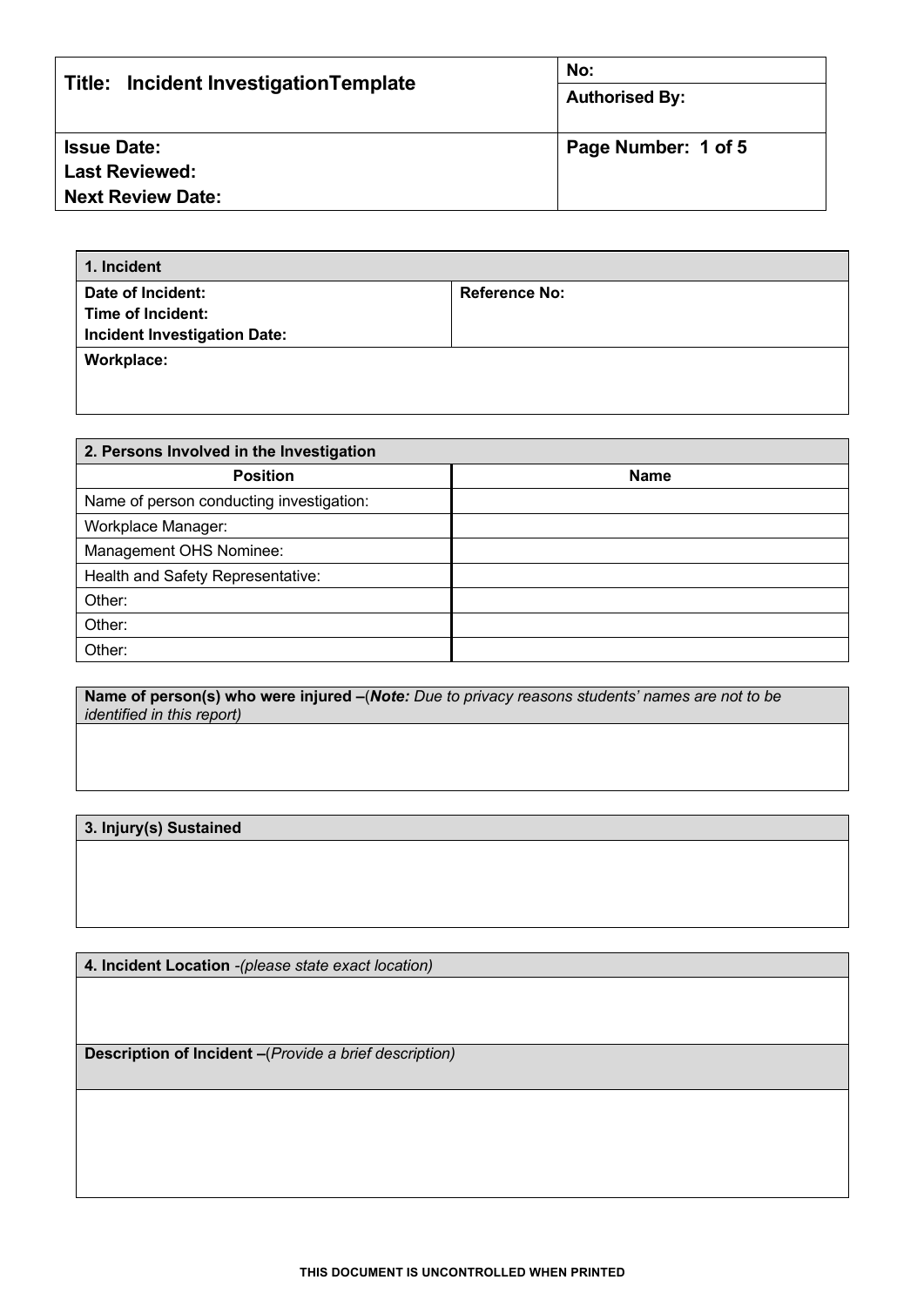| **Title: Incident InvestigationTemplate** | **No:** |
|---|---|
| | **Authorised By:** |
| **Issue Date:**<br>**Last Reviewed:**<br>**Next Review Date:** | **Page Number: 1 of 5** |

| **1. Incident** | |
|---|---|
| **Date of Incident:**<br>**Time of Incident:**<br>**Incident Investigation Date:** | **Reference No:** |
| **Workplace:** | |

| **2. Persons Involved in the Investigation** | |
|---|---|
| **Position** | **Name** |
| Name of person conducting investigation: | |
| Workplace Manager: | |
| Management OHS Nominee: | |
| Health and Safety Representative: | |
| Other: | |
| Other: | |
| Other: | |

| **Name of person(s) who were injured –**(***Note:*** *Due to privacy reasons students' names are not to be identified in this report)* |
|---|
| |

| **3. Injury(s) Sustained** |
|---|
| |

| **4. Incident Location** *-(please state exact location)* |
|---|
| |
| **Description of Incident –**(*Provide a brief description)* |
| |

**THIS DOCUMENT IS UNCONTROLLED WHEN PRINTED**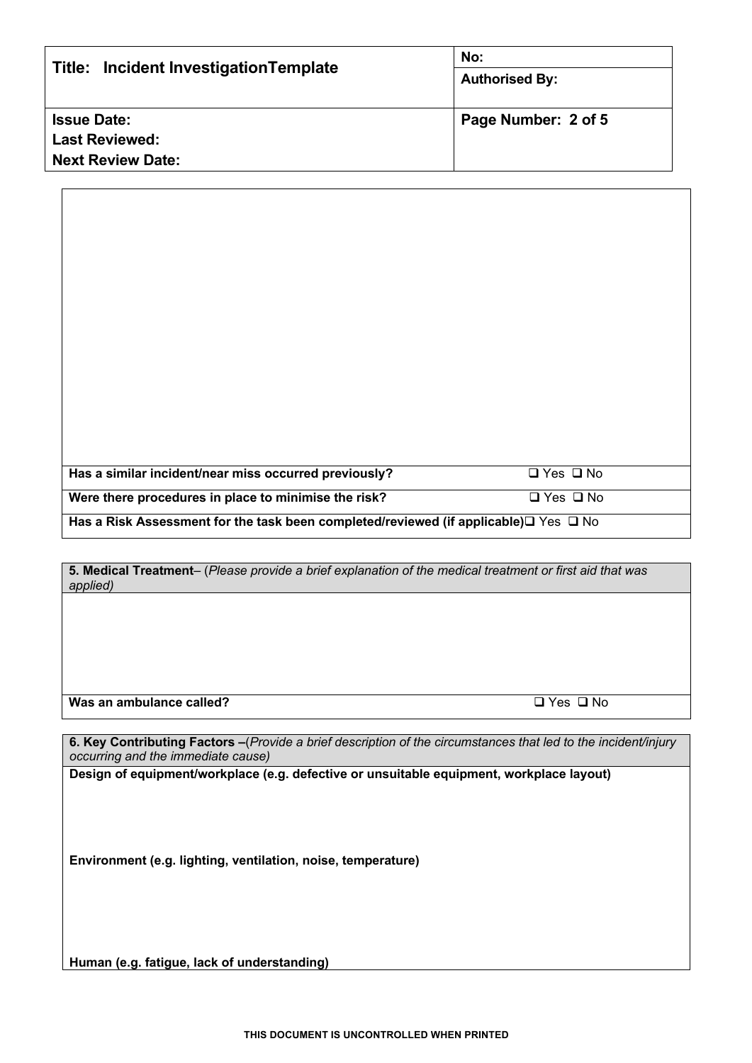| Title: Incident InvestigationTemplate | No: |
|---|---|
| | Authorised By: |
| Issue Date:<br>Last Reviewed:<br>Next Review Date: | |

| | |
|---|---|
| | |
| **Has a similar incident/near miss occurred previously?** | ❑ Yes ❑ No |
| **Were there procedures in place to minimise the risk?** | ❑ Yes ❑ No |
| **Has a Risk Assessment for the task been completed/reviewed (if applicable)** | ❑ Yes ❑ No |

| | |
|---|---|
| **5. Medical Treatment**– (*Please provide a brief explanation of the medical treatment or first aid that was applied)* | |
| | |
| **Was an ambulance called?** | ❑ Yes ❑ No |

| |
|---|
| **6. Key Contributing Factors –**(*Provide a brief description of the circumstances that led to the incident/injury occurring and the immediate cause)* |
| **Design of equipment/workplace (e.g. defective or unsuitable equipment, workplace layout)** |
| **Environment (e.g. lighting, ventilation, noise, temperature)** |
| **Human (e.g. fatigue, lack of understanding)** |

THIS DOCUMENT IS UNCONTROLLED WHEN PRINTED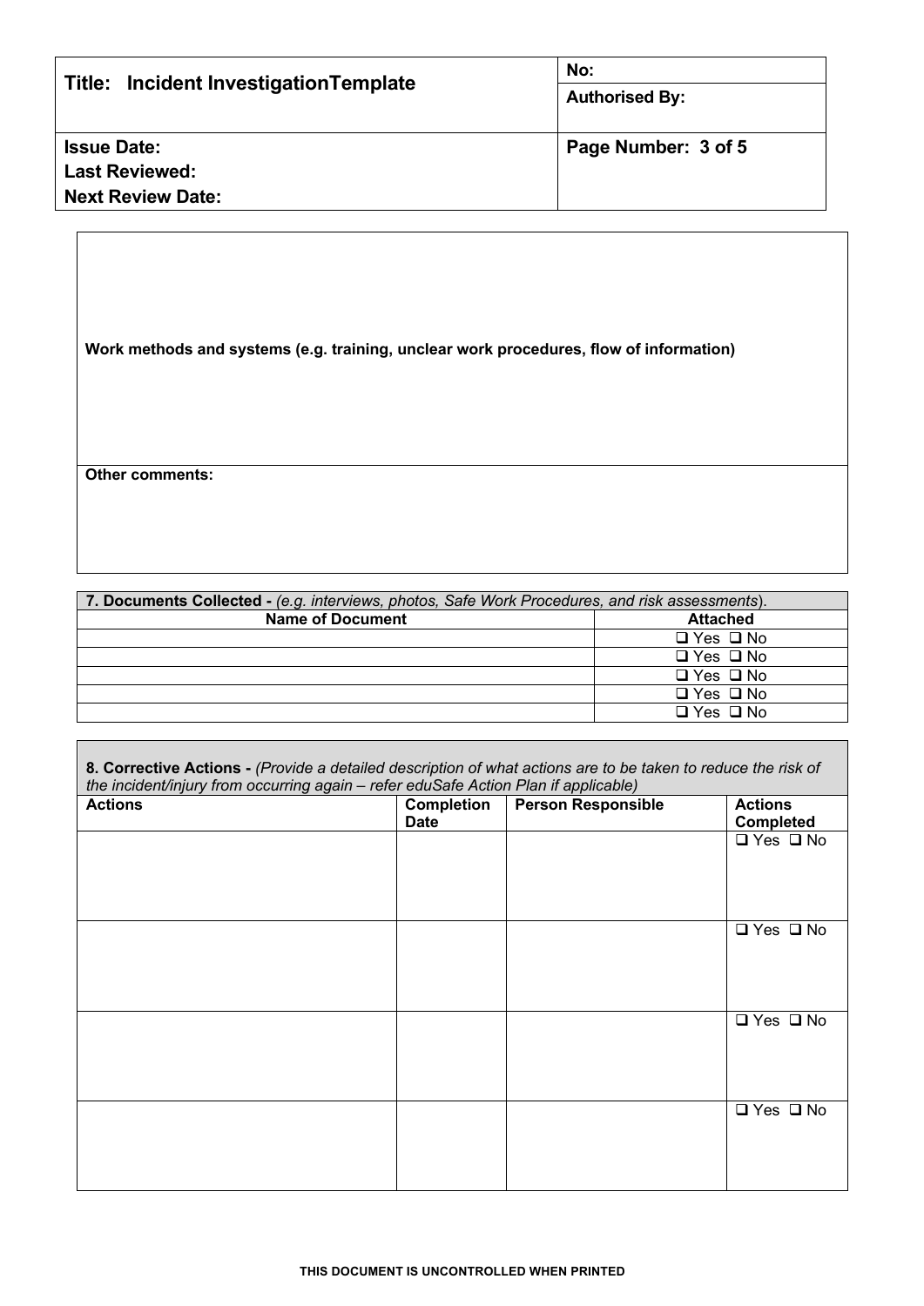| **Title: Incident InvestigationTemplate** | **No:** |
| --- | --- |
| | **Authorised By:** |
| **Issue Date:**<br>**Last Reviewed:**<br>**Next Review Date:** | **Page Number: 3 of 5** |

**Work methods and systems (e.g. training, unclear work procedures, flow of information)**

**Other comments:**

| **7. Documents Collected -** *(e.g. interviews, photos, Safe Work Procedures, and risk assessments)*. | |
| --- | --- |
| **Name of Document** | **Attached** |
| | ❑ Yes ❑ No |
| | ❑ Yes ❑ No |
| | ❑ Yes ❑ No |
| | ❑ Yes ❑ No |
| | ❑ Yes ❑ No |

| **8. Corrective Actions -** *(Provide a detailed description of what actions are to be taken to reduce the risk of the incident/injury from occurring again – refer eduSafe Action Plan if applicable)* | | | |
| --- | --- | --- | --- |
| **Actions** | **Completion Date** | **Person Responsible** | **Actions Completed** |
| | | | ❑ Yes ❑ No |
| | | | ❑ Yes ❑ No |
| | | | ❑ Yes ❑ No |
| | | | ❑ Yes ❑ No |

**THIS DOCUMENT IS UNCONTROLLED WHEN PRINTED**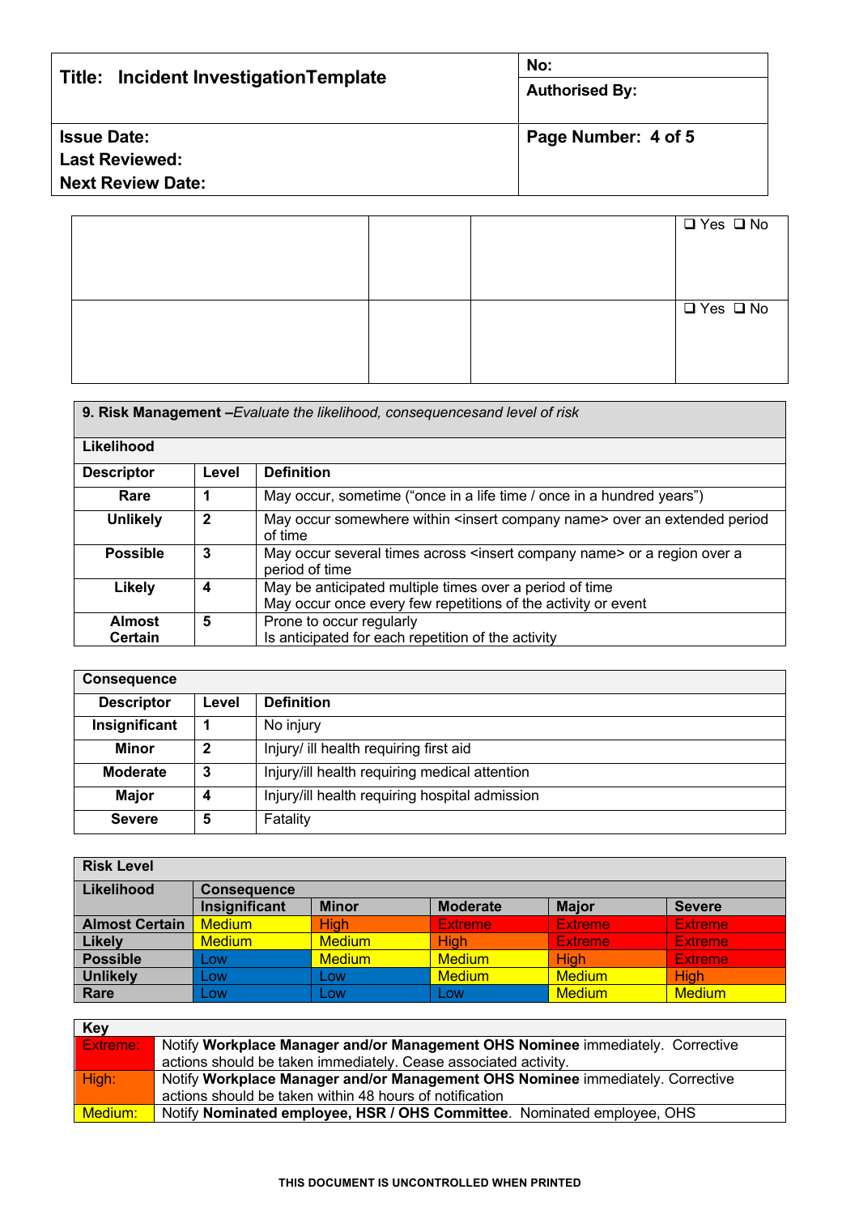| | | | ❑ Yes ❑ No |
|---|---|---|---|
| | | | ❑ Yes ❑ No |

| **9. Risk Management –***Evaluate the likelihood, consequencesand level of risk* | | |
|---|---|---|
| **Likelihood** | | |
| **Descriptor** | **Level** | **Definition** |
| **Rare** | **1** | May occur, sometime (“once in a life time / once in a hundred years”) |
| **Unlikely** | **2** | May occur somewhere within <insert company name> over an extended period of time |
| **Possible** | **3** | May occur several times across <insert company name> or a region over a period of time |
| **Likely** | **4** | May be anticipated multiple times over a period of time<br>May occur once every few repetitions of the activity or event |
| **Almost Certain** | **5** | Prone to occur regularly<br>Is anticipated for each repetition of the activity |

| **Consequence** | | |
|---|---|---|
| **Descriptor** | **Level** | **Definition** |
| **Insignificant** | **1** | No injury |
| **Minor** | **2** | Injury/ ill health requiring first aid |
| **Moderate** | **3** | Injury/ill health requiring medical attention |
| **Major** | **4** | Injury/ill health requiring hospital admission |
| **Severe** | **5** | Fatality |

| **Risk Level** | | | | | |
|---|---|---|---|---|---|
| **Likelihood** | **Consequence** | | | | |
| | **Insignificant** | **Minor** | **Moderate** | **Major** | **Severe** |
| **Almost Certain** | Medium | High | Extreme | Extreme | Extreme |
| **Likely** | Medium | Medium | High | Extreme | Extreme |
| **Possible** | Low | Medium | Medium | High | Extreme |
| **Unlikely** | Low | Low | Medium | Medium | High |
| **Rare** | Low | Low | Low | Medium | Medium |

| **Key** | |
|---|---|
| Extreme: | Notify **Workplace Manager and/or Management OHS Nominee** immediately. Corrective actions should be taken immediately. Cease associated activity. |
| High: | Notify **Workplace Manager and/or Management OHS Nominee** immediately. Corrective actions should be taken within 48 hours of notification |
| Medium: | Notify **Nominated employee, HSR / OHS Committee**. Nominated employee, OHS |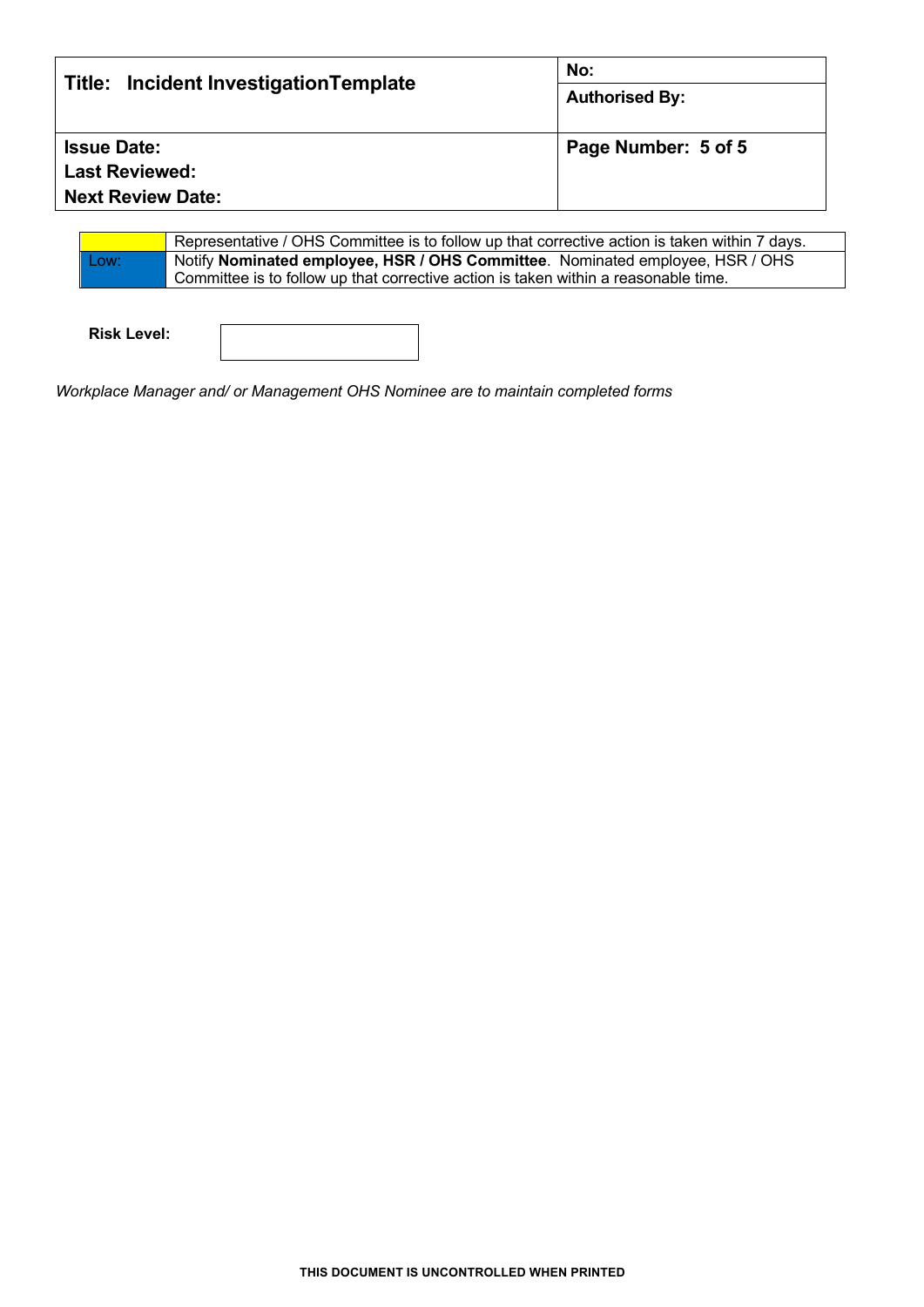| Title: Incident InvestigationTemplate | No: |
| --- | --- |
| | **Authorised By:** |
| **Issue Date:**<br>**Last Reviewed:**<br>**Next Review Date:** | **Page Number: 5 of 5** |

| | |
| --- | --- |
| | Representative / OHS Committee is to follow up that corrective action is taken within 7 days. |
| Low: | Notify **Nominated employee, HSR / OHS Committee**. Nominated employee, HSR / OHS Committee is to follow up that corrective action is taken within a reasonable time. |

**Risk Level:**

| | |
| --- | --- |
| | |

*Workplace Manager and/ or Management OHS Nominee are to maintain completed forms*

**THIS DOCUMENT IS UNCONTROLLED WHEN PRINTED**